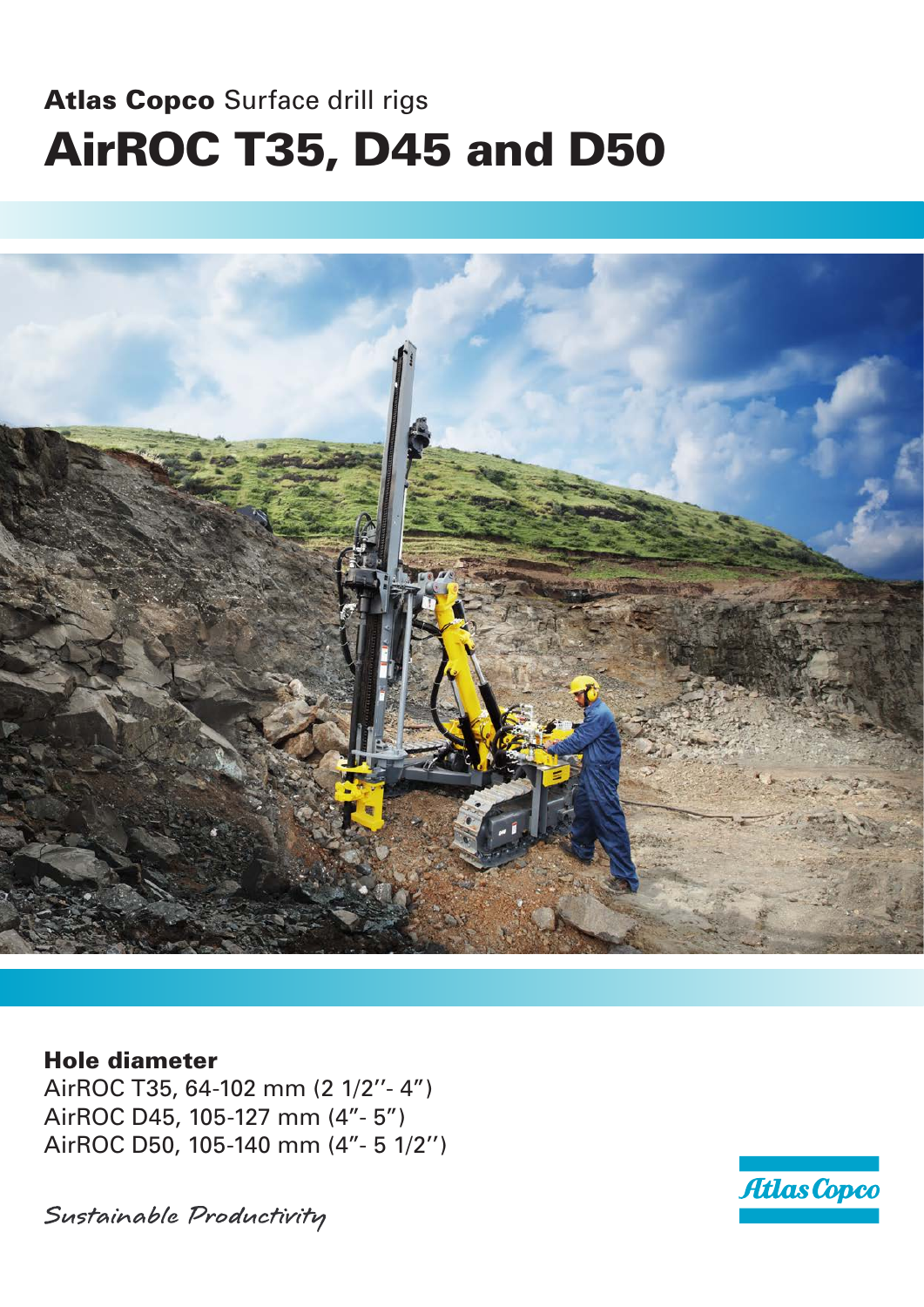**Atlas Copco** Surface drill rigs

# AirROC T35, D45 and D50

## Hole diameter

AirROC T35, 64-102 mm (2 1/2''- 4")
AirROC D45, 105-127 mm (4"- 5")
AirROC D50, 105-140 mm (4"- 5 1/2'')

*Sustainable Productivity*

Atlas Copco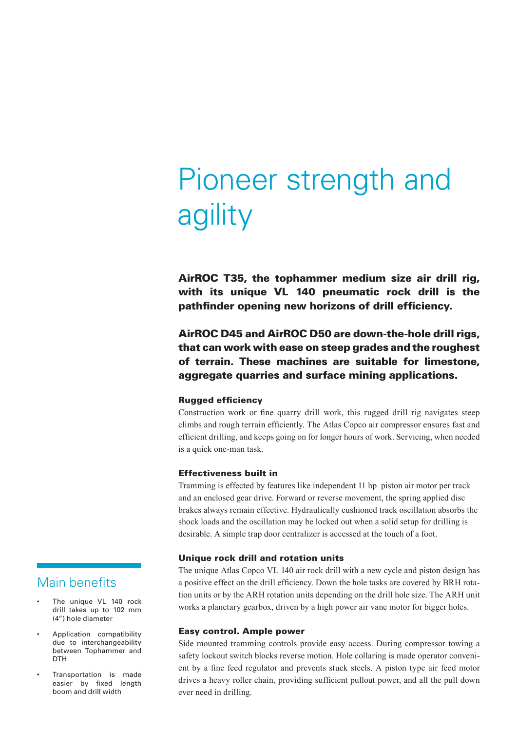# Pioneer strength and agility

**AirROC T35, the tophammer medium size air drill rig, with its unique VL 140 pneumatic rock drill is the pathfinder opening new horizons of drill efficiency.**

**AirROC D45 and AirROC D50 are down-the-hole drill rigs, that can work with ease on steep grades and the roughest of terrain. These machines are suitable for limestone, aggregate quarries and surface mining applications.**

### Rugged efficiency

Construction work or fine quarry drill work, this rugged drill rig navigates steep climbs and rough terrain efficiently. The Atlas Copco air compressor ensures fast and efficient drilling, and keeps going on for longer hours of work. Servicing, when needed is a quick one-man task.

### Effectiveness built in

Tramming is effected by features like independent 11 hp piston air motor per track and an enclosed gear drive. Forward or reverse movement, the spring applied disc brakes always remain effective. Hydraulically cushioned track oscillation absorbs the shock loads and the oscillation may be locked out when a solid setup for drilling is desirable. A simple trap door centralizer is accessed at the touch of a foot.

### Unique rock drill and rotation units

The unique Atlas Copco VL 140 air rock drill with a new cycle and piston design has a positive effect on the drill efficiency. Down the hole tasks are covered by BRH rotation units or by the ARH rotation units depending on the drill hole size. The ARH unit works a planetary gearbox, driven by a high power air vane motor for bigger holes.

### Easy control. Ample power

Side mounted tramming controls provide easy access. During compressor towing a safety lockout switch blocks reverse motion. Hole collaring is made operator convenient by a fine feed regulator and prevents stuck steels. A piston type air feed motor drives a heavy roller chain, providing sufficient pullout power, and all the pull down ever need in drilling.

## Main benefits

- The unique VL 140 rock drill takes up to 102 mm (4") hole diameter
- Application compatibility due to interchangeability between Tophammer and DTH
- Transportation is made easier by fixed length boom and drill width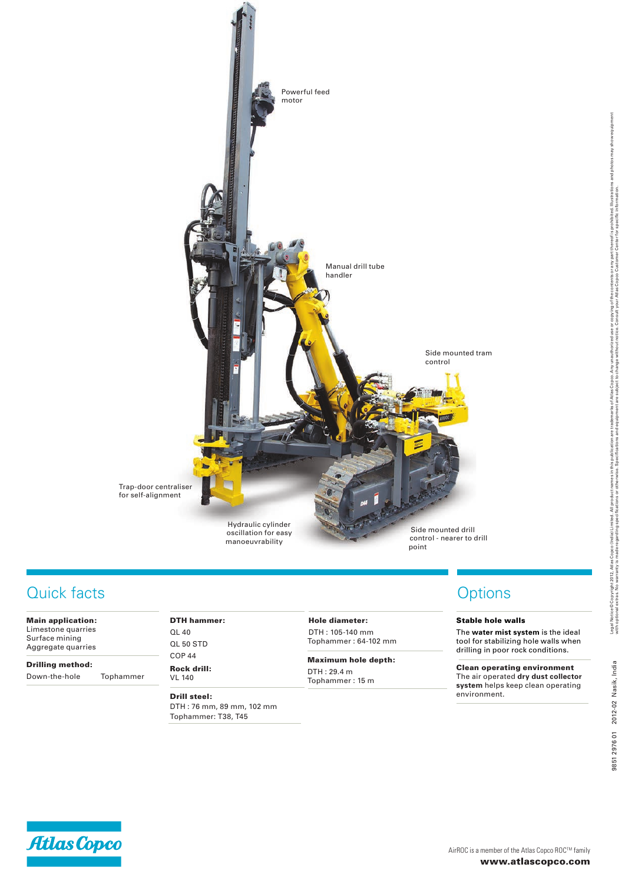Powerful feed motor

Manual drill tube handler

Side mounted tram control

Trap-door centraliser for self-alignment

Hydraulic cylinder oscillation for easy manoeuvrability

Side mounted drill control - nearer to drill point

## Quick facts

**Main application:**
Limestone quarries
Surface mining
Aggregate quarries

**Drilling method:**
Down-the-hole Tophammer

**DTH hammer:**
QL 40
QL 50 STD
COP 44

**Rock drill:**
VL 140

**Drill steel:**
DTH : 76 mm, 89 mm, 102 mm
Tophammer: T38, T45

**Hole diameter:**
DTH : 105-140 mm
Tophammer : 64-102 mm

**Maximum hole depth:**
DTH : 29.4 m
Tophammer : 15 m

## Options

**Stable hole walls**

The **water mist system** is the ideal tool for stabilizing hole walls when drilling in poor rock conditions.

**Clean operating environment**
The air operated **dry dust collector system** helps keep clean operating environment.

Legal Notice © Copyright 2012, Atlas Copco (India) Limited. All product names in this publication are trademarks of Atlas Copco. Any unauthorized use or copying of the contents or any part thereof is prohibited. Illustrations and photos may show equipment with optional extras. No warranty is made regarding specifications or otherwise. Specifications and equipment are subject to change without notice. Consult your Atlas Copco Customer Center for specific information.

9851 2976 01 2012-02 Nasik, India

Atlas Copco

AirROC is a member of the Atlas Copco ROC™ family
**www.atlascopco.com**